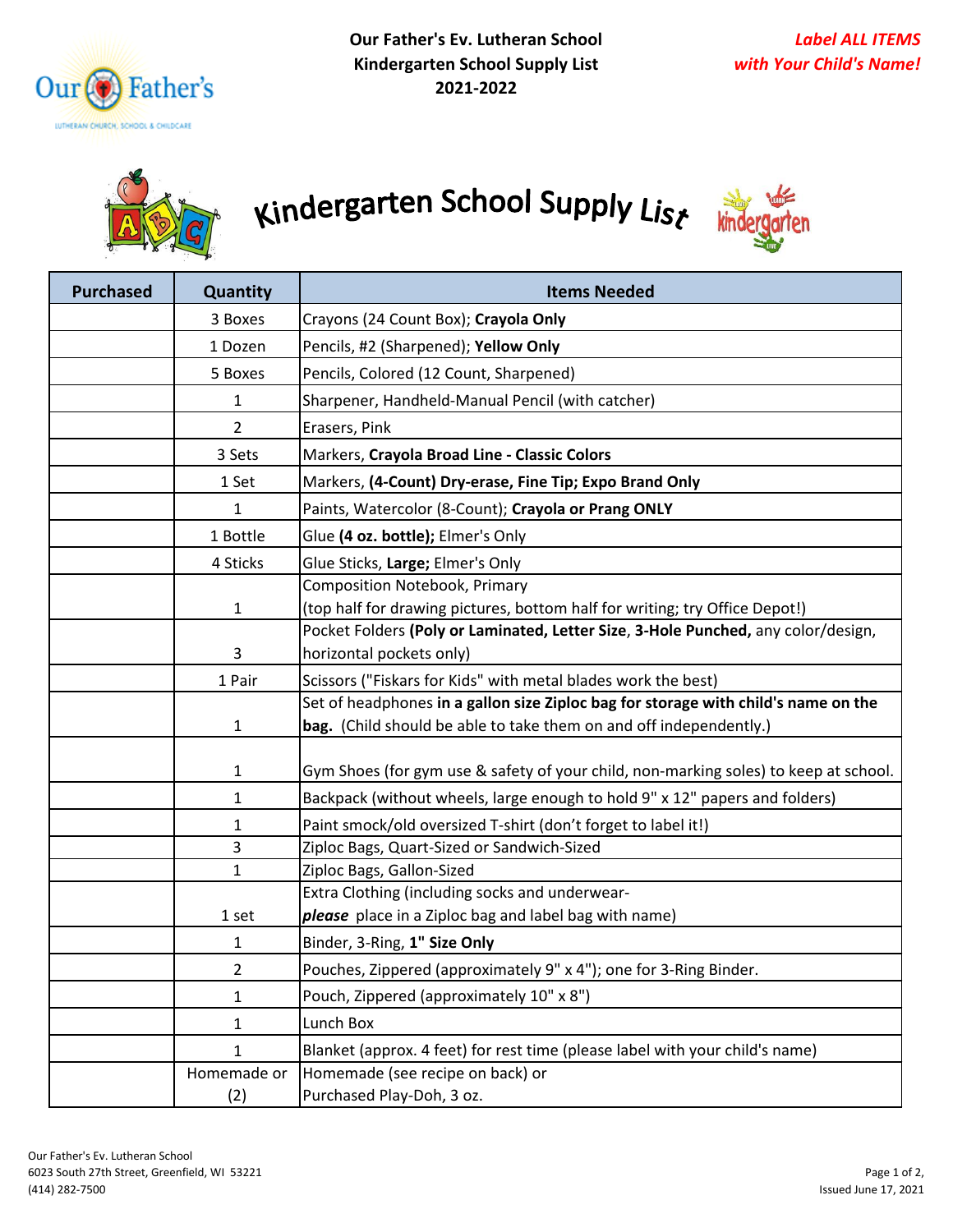**Our Father's Ev. Lutheran School**
**Kindergarten School Supply List**
**2021-2022**

***Label ALL ITEMS with Your Child's Name!***

# Kindergarten School Supply List

| Purchased | Quantity | Items Needed |
|---|---|---|
| | 3 Boxes | Crayons (24 Count Box); **Crayola Only** |
| | 1 Dozen | Pencils, #2 (Sharpened); **Yellow Only** |
| | 5 Boxes | Pencils, Colored (12 Count, Sharpened) |
| | 1 | Sharpener, Handheld-Manual Pencil (with catcher) |
| | 2 | Erasers, Pink |
| | 3 Sets | Markers, **Crayola Broad Line - Classic Colors** |
| | 1 Set | Markers, **(4-Count) Dry-erase, Fine Tip; Expo Brand Only** |
| | 1 | Paints, Watercolor (8-Count); **Crayola or Prang ONLY** |
| | 1 Bottle | Glue **(4 oz. bottle);** Elmer's Only |
| | 4 Sticks | Glue Sticks, **Large;** Elmer's Only |
| | 1 | Composition Notebook, Primary (top half for drawing pictures, bottom half for writing; try Office Depot!) |
| | 3 | Pocket Folders **(Poly or Laminated, Letter Size**, **3-Hole Punched,** any color/design, horizontal pockets only) |
| | 1 Pair | Scissors ("Fiskars for Kids" with metal blades work the best) |
| | 1 | Set of headphones **in a gallon size Ziploc bag for storage with child's name on the bag.** (Child should be able to take them on and off independently.) |
| | 1 | Gym Shoes (for gym use & safety of your child, non-marking soles) to keep at school. |
| | 1 | Backpack (without wheels, large enough to hold 9" x 12" papers and folders) |
| | 1 | Paint smock/old oversized T-shirt (don't forget to label it!) |
| | 3 | Ziploc Bags, Quart-Sized or Sandwich-Sized |
| | 1 | Ziploc Bags, Gallon-Sized |
| | 1 set | Extra Clothing (including socks and underwear- ***please*** place in a Ziploc bag and label bag with name) |
| | 1 | Binder, 3-Ring, **1" Size Only** |
| | 2 | Pouches, Zippered (approximately 9" x 4"); one for 3-Ring Binder. |
| | 1 | Pouch, Zippered (approximately 10" x 8") |
| | 1 | Lunch Box |
| | 1 | Blanket (approx. 4 feet) for rest time (please label with your child's name) |
| | Homemade or (2) | Homemade (see recipe on back) or Purchased Play-Doh, 3 oz. |

Our Father's Ev. Lutheran School
6023 South 27th Street, Greenfield, WI 53221
(414) 282-7500

Issued June 17, 2021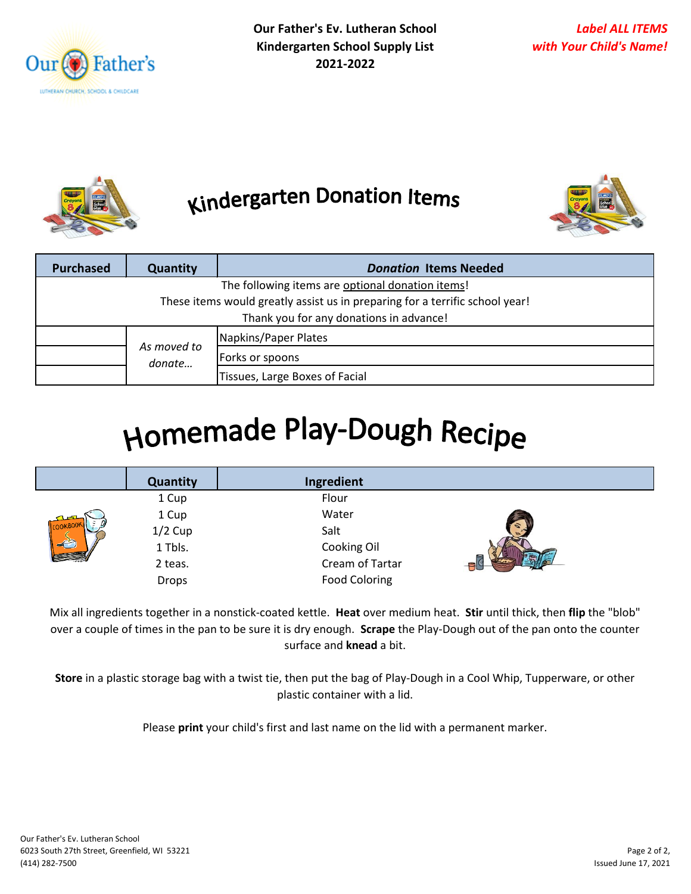**Our Father's Ev. Lutheran School**
**Kindergarten School Supply List**
**2021-2022**

***Label ALL ITEMS with Your Child's Name!***

# Kindergarten Donation Items

| Purchased | Quantity | ***Donation* Items Needed** |
|---|---|---|
| The following items are optional donation items! These items would greatly assist us in preparing for a terrific school year! Thank you for any donations in advance! | | |
| | *As moved to donate…* | Napkins/Paper Plates |
| | | Forks or spoons |
| | | Tissues, Large Boxes of Facial |

# Homemade Play-Dough Recipe

| | Quantity | Ingredient |
|---|---|---|
| | 1 Cup | Flour |
| | 1 Cup | Water |
| | 1/2 Cup | Salt |
| | 1 Tbls. | Cooking Oil |
| | 2 teas. | Cream of Tartar |
| | Drops | Food Coloring |

Mix all ingredients together in a nonstick-coated kettle. **Heat** over medium heat. **Stir** until thick, then **flip** the "blob" over a couple of times in the pan to be sure it is dry enough. **Scrape** the Play-Dough out of the pan onto the counter surface and **knead** a bit.

**Store** in a plastic storage bag with a twist tie, then put the bag of Play-Dough in a Cool Whip, Tupperware, or other plastic container with a lid.

Please **print** your child's first and last name on the lid with a permanent marker.

Our Father's Ev. Lutheran School
6023 South 27th Street, Greenfield, WI 53221
(414) 282-7500

Issued June 17, 2021